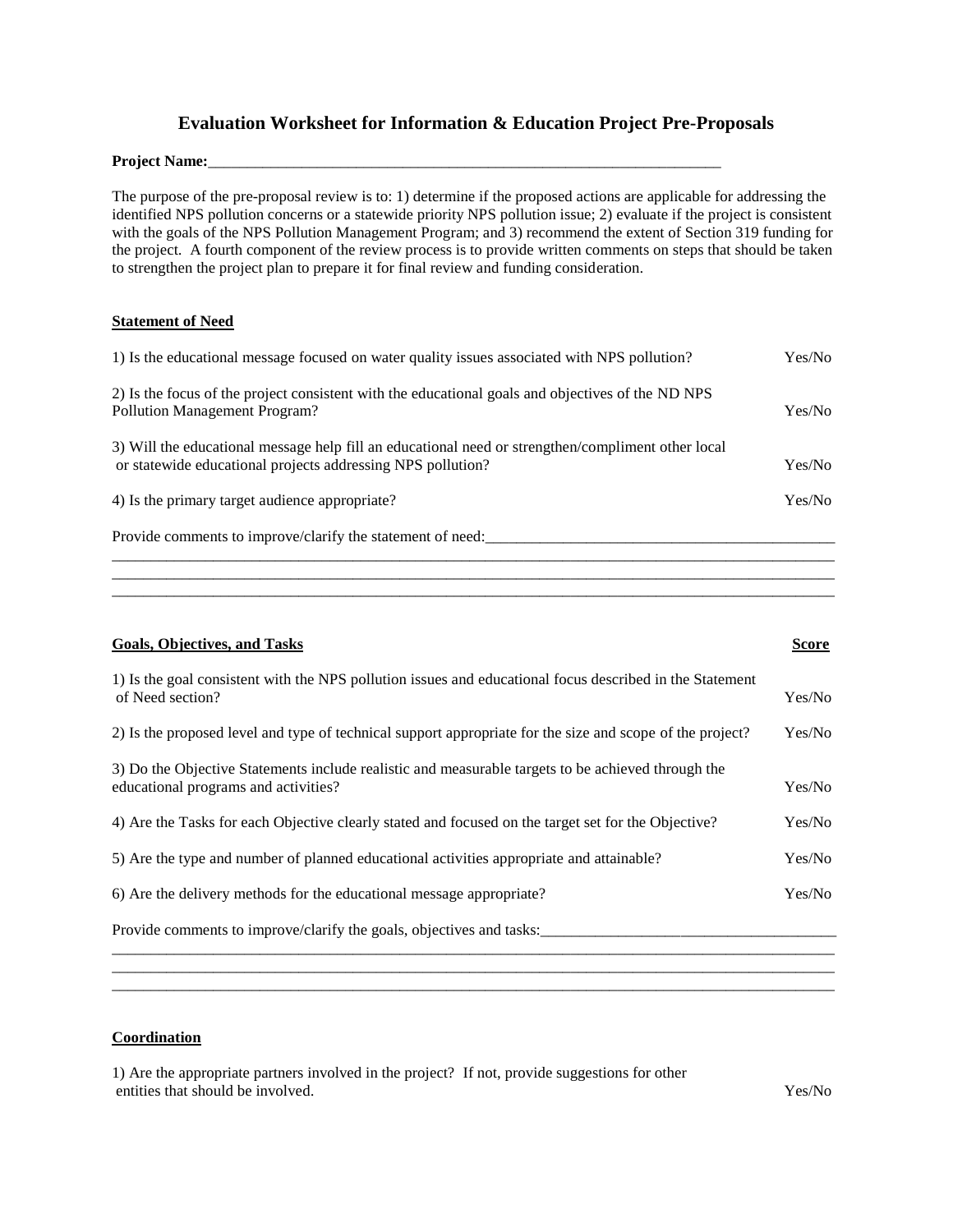# Evaluation Worksheet for Information & Education Project Pre-Proposals

**Project Name:**\_\_\_\_\_\_\_\_\_\_\_\_\_\_\_\_\_\_\_\_\_\_\_\_\_\_\_\_\_\_\_\_\_\_\_\_\_\_\_\_\_\_\_\_\_\_\_\_\_\_\_\_\_\_\_\_\_\_\_\_\_\_\_\_\_\_

The purpose of the pre-proposal review is to: 1) determine if the proposed actions are applicable for addressing the identified NPS pollution concerns or a statewide priority NPS pollution issue; 2) evaluate if the project is consistent with the goals of the NPS Pollution Management Program; and 3) recommend the extent of Section 319 funding for the project. A fourth component of the review process is to provide written comments on steps that should be taken to strengthen the project plan to prepare it for final review and funding consideration.

## Statement of Need

1) Is the educational message focused on water quality issues associated with NPS pollution? Yes/No

2) Is the focus of the project consistent with the educational goals and objectives of the ND NPS Pollution Management Program? Yes/No

3) Will the educational message help fill an educational need or strengthen/compliment other local or statewide educational projects addressing NPS pollution? Yes/No

4) Is the primary target audience appropriate? Yes/No

Provide comments to improve/clarify the statement of need:\_\_\_\_\_\_\_\_\_\_\_\_\_\_\_\_\_\_\_\_\_\_\_\_\_\_\_\_\_\_\_\_\_\_\_\_\_\_\_\_\_\_\_\_\_\_

\_\_\_\_\_\_\_\_\_\_\_\_\_\_\_\_\_\_\_\_\_\_\_\_\_\_\_\_\_\_\_\_\_\_\_\_\_\_\_\_\_\_\_\_\_\_\_\_\_\_\_\_\_\_\_\_\_\_\_\_\_\_\_\_\_\_\_\_\_\_\_\_\_\_\_\_\_\_\_\_\_\_\_\_\_\_\_\_\_\_\_\_\_\_\_\_
\_\_\_\_\_\_\_\_\_\_\_\_\_\_\_\_\_\_\_\_\_\_\_\_\_\_\_\_\_\_\_\_\_\_\_\_\_\_\_\_\_\_\_\_\_\_\_\_\_\_\_\_\_\_\_\_\_\_\_\_\_\_\_\_\_\_\_\_\_\_\_\_\_\_\_\_\_\_\_\_\_\_\_\_\_\_\_\_\_\_\_\_\_\_\_\_
\_\_\_\_\_\_\_\_\_\_\_\_\_\_\_\_\_\_\_\_\_\_\_\_\_\_\_\_\_\_\_\_\_\_\_\_\_\_\_\_\_\_\_\_\_\_\_\_\_\_\_\_\_\_\_\_\_\_\_\_\_\_\_\_\_\_\_\_\_\_\_\_\_\_\_\_\_\_\_\_\_\_\_\_\_\_\_\_\_\_\_\_\_\_\_\_

## Goals, Objectives, and Tasks

**Score**

1) Is the goal consistent with the NPS pollution issues and educational focus described in the Statement of Need section? Yes/No

2) Is the proposed level and type of technical support appropriate for the size and scope of the project? Yes/No

3) Do the Objective Statements include realistic and measurable targets to be achieved through the educational programs and activities? Yes/No

4) Are the Tasks for each Objective clearly stated and focused on the target set for the Objective? Yes/No

5) Are the type and number of planned educational activities appropriate and attainable? Yes/No

6) Are the delivery methods for the educational message appropriate? Yes/No

Provide comments to improve/clarify the goals, objectives and tasks:\_\_\_\_\_\_\_\_\_\_\_\_\_\_\_\_\_\_\_\_\_\_\_\_\_\_\_\_\_\_\_\_\_\_\_\_\_\_

\_\_\_\_\_\_\_\_\_\_\_\_\_\_\_\_\_\_\_\_\_\_\_\_\_\_\_\_\_\_\_\_\_\_\_\_\_\_\_\_\_\_\_\_\_\_\_\_\_\_\_\_\_\_\_\_\_\_\_\_\_\_\_\_\_\_\_\_\_\_\_\_\_\_\_\_\_\_\_\_\_\_\_\_\_\_\_\_\_\_\_\_\_\_\_\_
\_\_\_\_\_\_\_\_\_\_\_\_\_\_\_\_\_\_\_\_\_\_\_\_\_\_\_\_\_\_\_\_\_\_\_\_\_\_\_\_\_\_\_\_\_\_\_\_\_\_\_\_\_\_\_\_\_\_\_\_\_\_\_\_\_\_\_\_\_\_\_\_\_\_\_\_\_\_\_\_\_\_\_\_\_\_\_\_\_\_\_\_\_\_\_\_
\_\_\_\_\_\_\_\_\_\_\_\_\_\_\_\_\_\_\_\_\_\_\_\_\_\_\_\_\_\_\_\_\_\_\_\_\_\_\_\_\_\_\_\_\_\_\_\_\_\_\_\_\_\_\_\_\_\_\_\_\_\_\_\_\_\_\_\_\_\_\_\_\_\_\_\_\_\_\_\_\_\_\_\_\_\_\_\_\_\_\_\_\_\_\_\_

## Coordination

1) Are the appropriate partners involved in the project? If not, provide suggestions for other entities that should be involved. Yes/No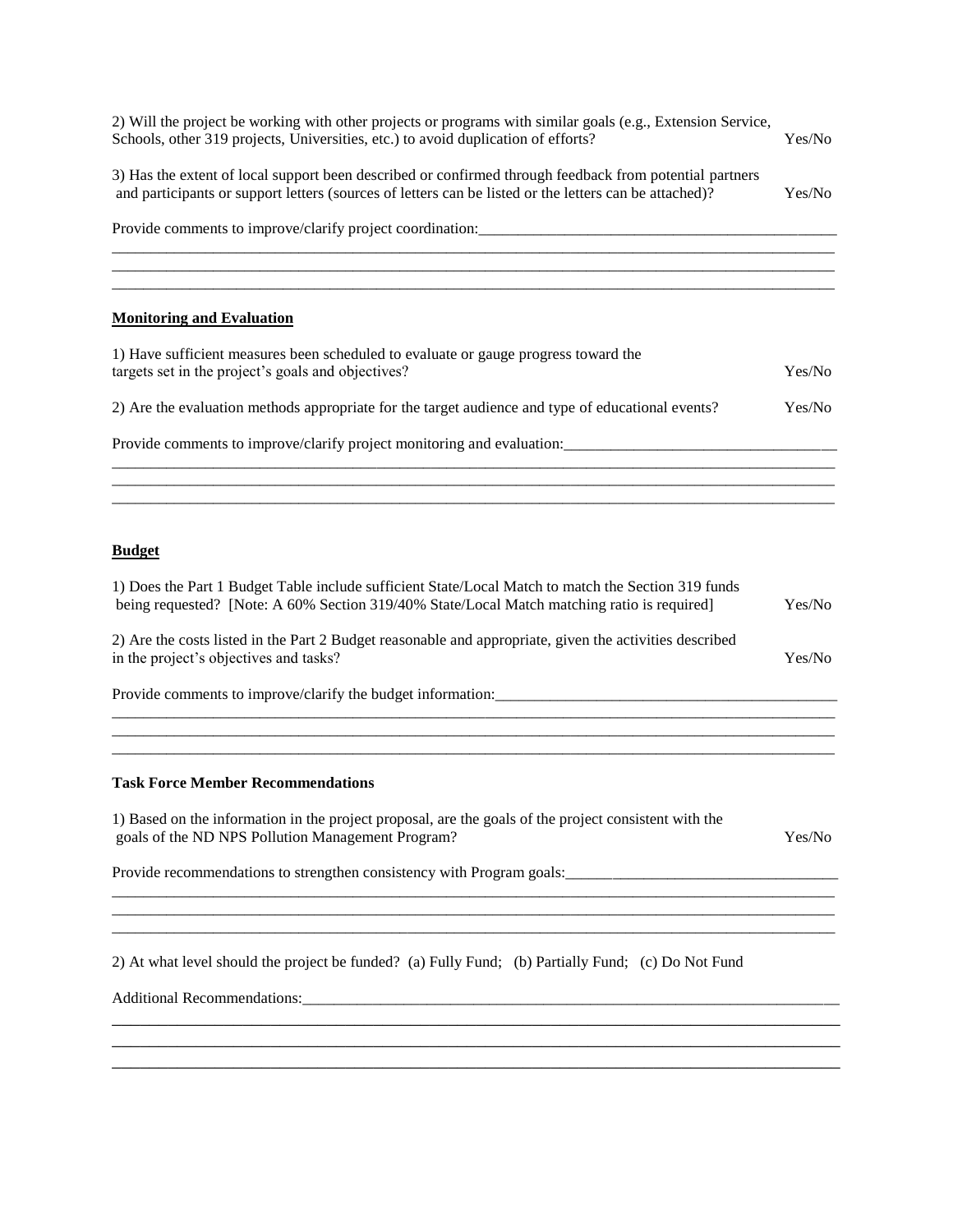2) Will the project be working with other projects or programs with similar goals (e.g., Extension Service, Schools, other 319 projects, Universities, etc.) to avoid duplication of efforts? Yes/No

3) Has the extent of local support been described or confirmed through feedback from potential partners and participants or support letters (sources of letters can be listed or the letters can be attached)? Yes/No

Provide comments to improve/clarify project coordination:\_\_\_\_\_\_\_\_\_\_\_\_\_\_\_\_\_\_\_\_\_\_\_\_\_\_\_\_\_\_\_\_\_\_\_\_\_\_\_\_\_\_\_\_\_\_

\_\_\_\_\_\_\_\_\_\_\_\_\_\_\_\_\_\_\_\_\_\_\_\_\_\_\_\_\_\_\_\_\_\_\_\_\_\_\_\_\_\_\_\_\_\_\_\_\_\_\_\_\_\_\_\_\_\_\_\_\_\_\_\_\_\_\_\_\_\_\_\_\_\_\_\_\_\_\_\_\_\_\_\_\_\_\_\_\_\_\_\_\_\_\_\_

\_\_\_\_\_\_\_\_\_\_\_\_\_\_\_\_\_\_\_\_\_\_\_\_\_\_\_\_\_\_\_\_\_\_\_\_\_\_\_\_\_\_\_\_\_\_\_\_\_\_\_\_\_\_\_\_\_\_\_\_\_\_\_\_\_\_\_\_\_\_\_\_\_\_\_\_\_\_\_\_\_\_\_\_\_\_\_\_\_\_\_\_\_\_\_\_

\_\_\_\_\_\_\_\_\_\_\_\_\_\_\_\_\_\_\_\_\_\_\_\_\_\_\_\_\_\_\_\_\_\_\_\_\_\_\_\_\_\_\_\_\_\_\_\_\_\_\_\_\_\_\_\_\_\_\_\_\_\_\_\_\_\_\_\_\_\_\_\_\_\_\_\_\_\_\_\_\_\_\_\_\_\_\_\_\_\_\_\_\_\_\_\_

**Monitoring and Evaluation**

1) Have sufficient measures been scheduled to evaluate or gauge progress toward the targets set in the project's goals and objectives? Yes/No

2) Are the evaluation methods appropriate for the target audience and type of educational events? Yes/No

Provide comments to improve/clarify project monitoring and evaluation:\_\_\_\_\_\_\_\_\_\_\_\_\_\_\_\_\_\_\_\_\_\_\_\_\_\_\_\_\_\_\_\_\_\_\_

\_\_\_\_\_\_\_\_\_\_\_\_\_\_\_\_\_\_\_\_\_\_\_\_\_\_\_\_\_\_\_\_\_\_\_\_\_\_\_\_\_\_\_\_\_\_\_\_\_\_\_\_\_\_\_\_\_\_\_\_\_\_\_\_\_\_\_\_\_\_\_\_\_\_\_\_\_\_\_\_\_\_\_\_\_\_\_\_\_\_\_\_\_\_\_\_

\_\_\_\_\_\_\_\_\_\_\_\_\_\_\_\_\_\_\_\_\_\_\_\_\_\_\_\_\_\_\_\_\_\_\_\_\_\_\_\_\_\_\_\_\_\_\_\_\_\_\_\_\_\_\_\_\_\_\_\_\_\_\_\_\_\_\_\_\_\_\_\_\_\_\_\_\_\_\_\_\_\_\_\_\_\_\_\_\_\_\_\_\_\_\_\_

\_\_\_\_\_\_\_\_\_\_\_\_\_\_\_\_\_\_\_\_\_\_\_\_\_\_\_\_\_\_\_\_\_\_\_\_\_\_\_\_\_\_\_\_\_\_\_\_\_\_\_\_\_\_\_\_\_\_\_\_\_\_\_\_\_\_\_\_\_\_\_\_\_\_\_\_\_\_\_\_\_\_\_\_\_\_\_\_\_\_\_\_\_\_\_\_

**Budget**

1) Does the Part 1 Budget Table include sufficient State/Local Match to match the Section 319 funds being requested? [Note: A 60% Section 319/40% State/Local Match matching ratio is required] Yes/No

2) Are the costs listed in the Part 2 Budget reasonable and appropriate, given the activities described in the project's objectives and tasks? Yes/No

Provide comments to improve/clarify the budget information:\_\_\_\_\_\_\_\_\_\_\_\_\_\_\_\_\_\_\_\_\_\_\_\_\_\_\_\_\_\_\_\_\_\_\_\_\_\_\_\_\_\_\_\_\_

\_\_\_\_\_\_\_\_\_\_\_\_\_\_\_\_\_\_\_\_\_\_\_\_\_\_\_\_\_\_\_\_\_\_\_\_\_\_\_\_\_\_\_\_\_\_\_\_\_\_\_\_\_\_\_\_\_\_\_\_\_\_\_\_\_\_\_\_\_\_\_\_\_\_\_\_\_\_\_\_\_\_\_\_\_\_\_\_\_\_\_\_\_\_\_\_

\_\_\_\_\_\_\_\_\_\_\_\_\_\_\_\_\_\_\_\_\_\_\_\_\_\_\_\_\_\_\_\_\_\_\_\_\_\_\_\_\_\_\_\_\_\_\_\_\_\_\_\_\_\_\_\_\_\_\_\_\_\_\_\_\_\_\_\_\_\_\_\_\_\_\_\_\_\_\_\_\_\_\_\_\_\_\_\_\_\_\_\_\_\_\_\_

\_\_\_\_\_\_\_\_\_\_\_\_\_\_\_\_\_\_\_\_\_\_\_\_\_\_\_\_\_\_\_\_\_\_\_\_\_\_\_\_\_\_\_\_\_\_\_\_\_\_\_\_\_\_\_\_\_\_\_\_\_\_\_\_\_\_\_\_\_\_\_\_\_\_\_\_\_\_\_\_\_\_\_\_\_\_\_\_\_\_\_\_\_\_\_\_

**Task Force Member Recommendations**

1) Based on the information in the project proposal, are the goals of the project consistent with the goals of the ND NPS Pollution Management Program? Yes/No

Provide recommendations to strengthen consistency with Program goals:\_\_\_\_\_\_\_\_\_\_\_\_\_\_\_\_\_\_\_\_\_\_\_\_\_\_\_\_\_\_\_\_\_\_\_

\_\_\_\_\_\_\_\_\_\_\_\_\_\_\_\_\_\_\_\_\_\_\_\_\_\_\_\_\_\_\_\_\_\_\_\_\_\_\_\_\_\_\_\_\_\_\_\_\_\_\_\_\_\_\_\_\_\_\_\_\_\_\_\_\_\_\_\_\_\_\_\_\_\_\_\_\_\_\_\_\_\_\_\_\_\_\_\_\_\_\_\_\_\_\_\_

\_\_\_\_\_\_\_\_\_\_\_\_\_\_\_\_\_\_\_\_\_\_\_\_\_\_\_\_\_\_\_\_\_\_\_\_\_\_\_\_\_\_\_\_\_\_\_\_\_\_\_\_\_\_\_\_\_\_\_\_\_\_\_\_\_\_\_\_\_\_\_\_\_\_\_\_\_\_\_\_\_\_\_\_\_\_\_\_\_\_\_\_\_\_\_\_

\_\_\_\_\_\_\_\_\_\_\_\_\_\_\_\_\_\_\_\_\_\_\_\_\_\_\_\_\_\_\_\_\_\_\_\_\_\_\_\_\_\_\_\_\_\_\_\_\_\_\_\_\_\_\_\_\_\_\_\_\_\_\_\_\_\_\_\_\_\_\_\_\_\_\_\_\_\_\_\_\_\_\_\_\_\_\_\_\_\_\_\_\_\_\_\_

2) At what level should the project be funded? (a) Fully Fund; (b) Partially Fund; (c) Do Not Fund

Additional Recommendations:\_\_\_\_\_\_\_\_\_\_\_\_\_\_\_\_\_\_\_\_\_\_\_\_\_\_\_\_\_\_\_\_\_\_\_\_\_\_\_\_\_\_\_\_\_\_\_\_\_\_\_\_\_\_\_\_\_\_\_\_\_\_\_\_\_\_\_\_\_\_

\_\_\_\_\_\_\_\_\_\_\_\_\_\_\_\_\_\_\_\_\_\_\_\_\_\_\_\_\_\_\_\_\_\_\_\_\_\_\_\_\_\_\_\_\_\_\_\_\_\_\_\_\_\_\_\_\_\_\_\_\_\_\_\_\_\_\_\_\_\_\_\_\_\_\_\_\_\_\_\_\_\_\_\_\_\_\_\_\_\_\_\_\_\_\_\_

\_\_\_\_\_\_\_\_\_\_\_\_\_\_\_\_\_\_\_\_\_\_\_\_\_\_\_\_\_\_\_\_\_\_\_\_\_\_\_\_\_\_\_\_\_\_\_\_\_\_\_\_\_\_\_\_\_\_\_\_\_\_\_\_\_\_\_\_\_\_\_\_\_\_\_\_\_\_\_\_\_\_\_\_\_\_\_\_\_\_\_\_\_\_\_\_

\_\_\_\_\_\_\_\_\_\_\_\_\_\_\_\_\_\_\_\_\_\_\_\_\_\_\_\_\_\_\_\_\_\_\_\_\_\_\_\_\_\_\_\_\_\_\_\_\_\_\_\_\_\_\_\_\_\_\_\_\_\_\_\_\_\_\_\_\_\_\_\_\_\_\_\_\_\_\_\_\_\_\_\_\_\_\_\_\_\_\_\_\_\_\_\_